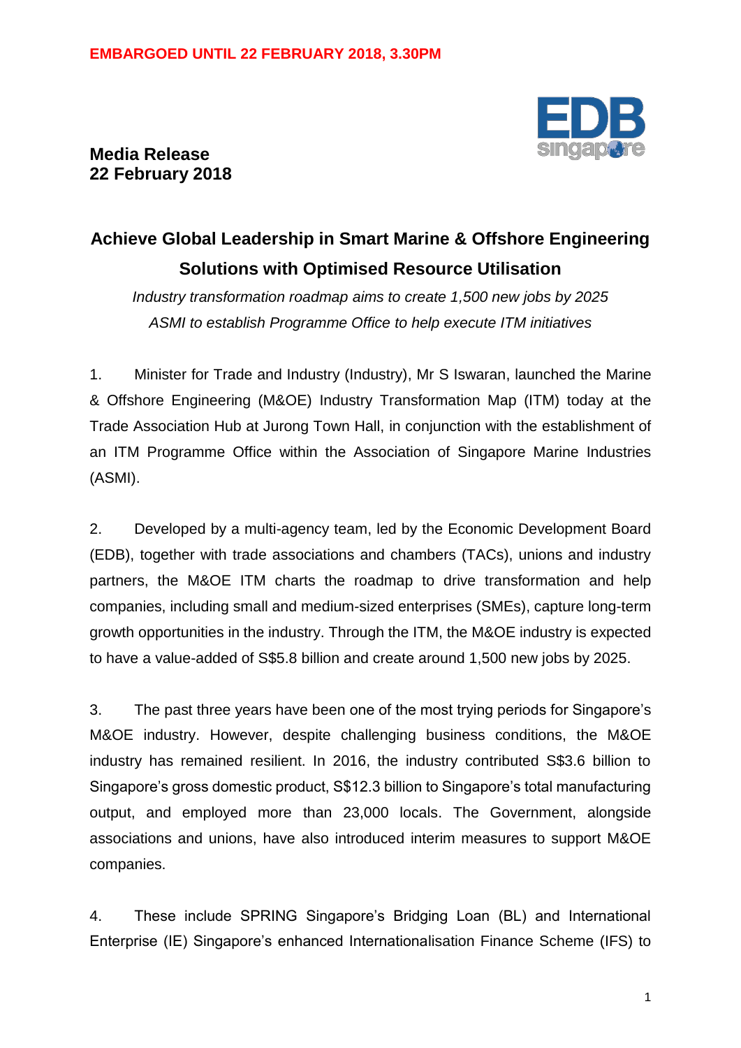**EMBARGOED UNTIL 22 FEBRUARY 2018, 3.30PM**

**Media Release**
**22 February 2018**

# Achieve Global Leadership in Smart Marine & Offshore Engineering Solutions with Optimised Resource Utilisation

*Industry transformation roadmap aims to create 1,500 new jobs by 2025*
*ASMI to establish Programme Office to help execute ITM initiatives*

1. Minister for Trade and Industry (Industry), Mr S Iswaran, launched the Marine & Offshore Engineering (M&OE) Industry Transformation Map (ITM) today at the Trade Association Hub at Jurong Town Hall, in conjunction with the establishment of an ITM Programme Office within the Association of Singapore Marine Industries (ASMI).

2. Developed by a multi-agency team, led by the Economic Development Board (EDB), together with trade associations and chambers (TACs), unions and industry partners, the M&OE ITM charts the roadmap to drive transformation and help companies, including small and medium-sized enterprises (SMEs), capture long-term growth opportunities in the industry. Through the ITM, the M&OE industry is expected to have a value-added of S$5.8 billion and create around 1,500 new jobs by 2025.

3. The past three years have been one of the most trying periods for Singapore's M&OE industry. However, despite challenging business conditions, the M&OE industry has remained resilient. In 2016, the industry contributed S$3.6 billion to Singapore's gross domestic product, S$12.3 billion to Singapore's total manufacturing output, and employed more than 23,000 locals. The Government, alongside associations and unions, have also introduced interim measures to support M&OE companies.

4. These include SPRING Singapore's Bridging Loan (BL) and International Enterprise (IE) Singapore's enhanced Internationalisation Finance Scheme (IFS) to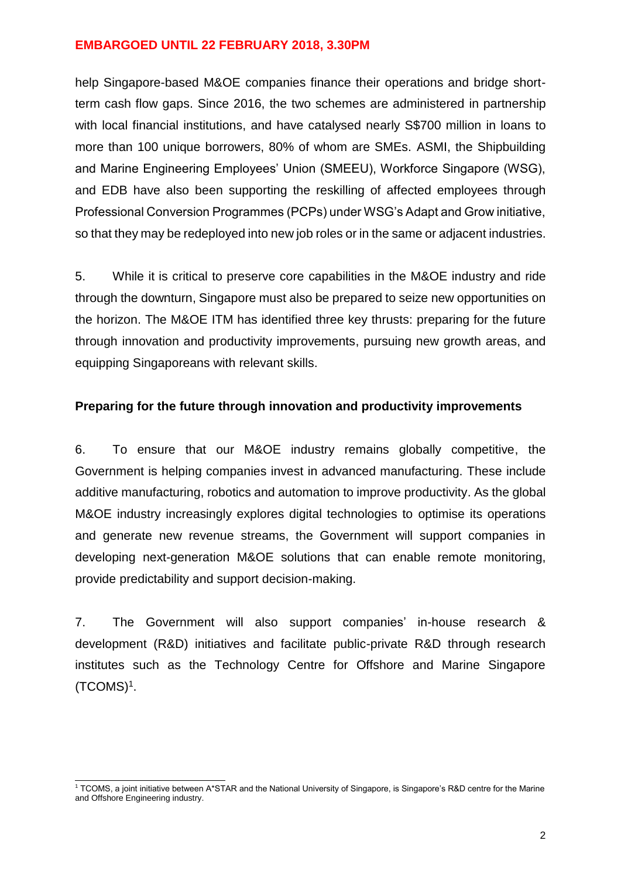help Singapore-based M&OE companies finance their operations and bridge short-term cash flow gaps. Since 2016, the two schemes are administered in partnership with local financial institutions, and have catalysed nearly S$700 million in loans to more than 100 unique borrowers, 80% of whom are SMEs. ASMI, the Shipbuilding and Marine Engineering Employees' Union (SMEEU), Workforce Singapore (WSG), and EDB have also been supporting the reskilling of affected employees through Professional Conversion Programmes (PCPs) under WSG's Adapt and Grow initiative, so that they may be redeployed into new job roles or in the same or adjacent industries.

5. While it is critical to preserve core capabilities in the M&OE industry and ride through the downturn, Singapore must also be prepared to seize new opportunities on the horizon. The M&OE ITM has identified three key thrusts: preparing for the future through innovation and productivity improvements, pursuing new growth areas, and equipping Singaporeans with relevant skills.

**Preparing for the future through innovation and productivity improvements**

6. To ensure that our M&OE industry remains globally competitive, the Government is helping companies invest in advanced manufacturing. These include additive manufacturing, robotics and automation to improve productivity. As the global M&OE industry increasingly explores digital technologies to optimise its operations and generate new revenue streams, the Government will support companies in developing next-generation M&OE solutions that can enable remote monitoring, provide predictability and support decision-making.

7. The Government will also support companies' in-house research & development (R&D) initiatives and facilitate public-private R&D through research institutes such as the Technology Centre for Offshore and Marine Singapore (TCOMS)[1].

[1] TCOMS, a joint initiative between A*STAR and the National University of Singapore, is Singapore's R&D centre for the Marine and Offshore Engineering industry.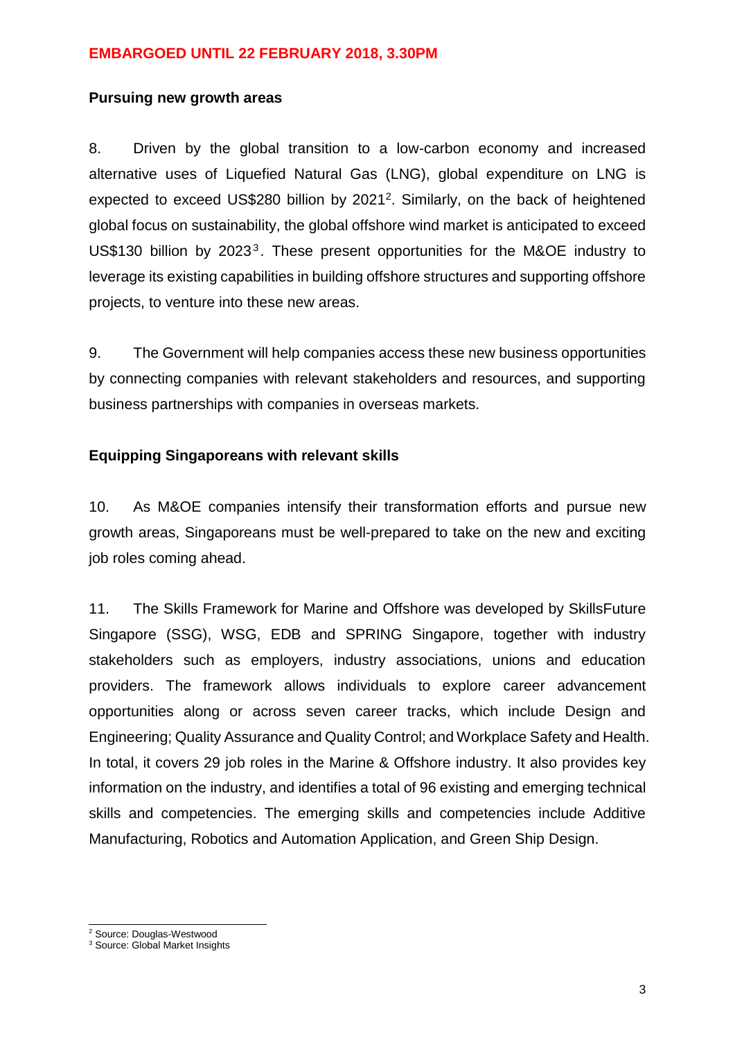**EMBARGOED UNTIL 22 FEBRUARY 2018, 3.30PM**

**Pursuing new growth areas**

8. Driven by the global transition to a low-carbon economy and increased alternative uses of Liquefied Natural Gas (LNG), global expenditure on LNG is expected to exceed US$280 billion by 2021[2]. Similarly, on the back of heightened global focus on sustainability, the global offshore wind market is anticipated to exceed US$130 billion by 2023[3]. These present opportunities for the M&OE industry to leverage its existing capabilities in building offshore structures and supporting offshore projects, to venture into these new areas.

9. The Government will help companies access these new business opportunities by connecting companies with relevant stakeholders and resources, and supporting business partnerships with companies in overseas markets.

**Equipping Singaporeans with relevant skills**

10. As M&OE companies intensify their transformation efforts and pursue new growth areas, Singaporeans must be well-prepared to take on the new and exciting job roles coming ahead.

11. The Skills Framework for Marine and Offshore was developed by SkillsFuture Singapore (SSG), WSG, EDB and SPRING Singapore, together with industry stakeholders such as employers, industry associations, unions and education providers. The framework allows individuals to explore career advancement opportunities along or across seven career tracks, which include Design and Engineering; Quality Assurance and Quality Control; and Workplace Safety and Health. In total, it covers 29 job roles in the Marine & Offshore industry. It also provides key information on the industry, and identifies a total of 96 existing and emerging technical skills and competencies. The emerging skills and competencies include Additive Manufacturing, Robotics and Automation Application, and Green Ship Design.

---

[2] Source: Douglas-Westwood

[3] Source: Global Market Insights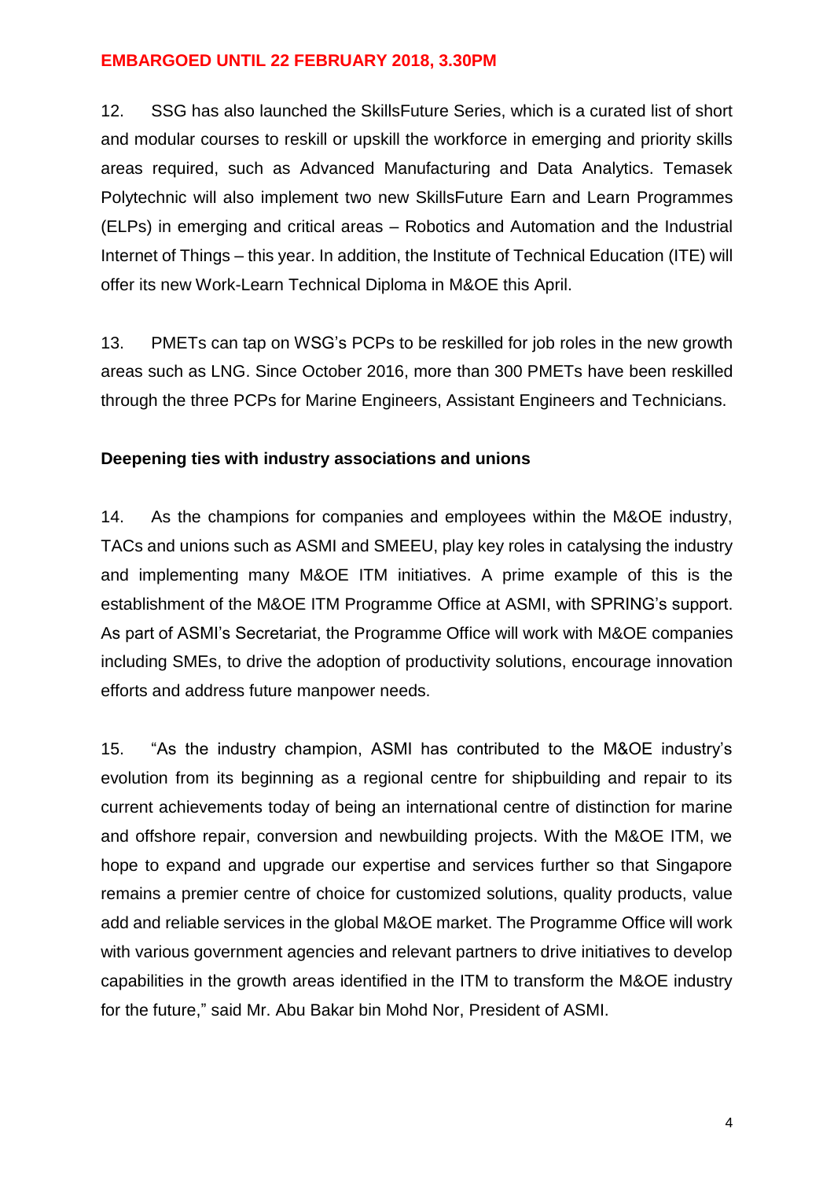**EMBARGOED UNTIL 22 FEBRUARY 2018, 3.30PM**

12. SSG has also launched the SkillsFuture Series, which is a curated list of short and modular courses to reskill or upskill the workforce in emerging and priority skills areas required, such as Advanced Manufacturing and Data Analytics. Temasek Polytechnic will also implement two new SkillsFuture Earn and Learn Programmes (ELPs) in emerging and critical areas – Robotics and Automation and the Industrial Internet of Things – this year. In addition, the Institute of Technical Education (ITE) will offer its new Work-Learn Technical Diploma in M&OE this April.

13. PMETs can tap on WSG's PCPs to be reskilled for job roles in the new growth areas such as LNG. Since October 2016, more than 300 PMETs have been reskilled through the three PCPs for Marine Engineers, Assistant Engineers and Technicians.

**Deepening ties with industry associations and unions**

14. As the champions for companies and employees within the M&OE industry, TACs and unions such as ASMI and SMEEU, play key roles in catalysing the industry and implementing many M&OE ITM initiatives. A prime example of this is the establishment of the M&OE ITM Programme Office at ASMI, with SPRING's support. As part of ASMI's Secretariat, the Programme Office will work with M&OE companies including SMEs, to drive the adoption of productivity solutions, encourage innovation efforts and address future manpower needs.

15. "As the industry champion, ASMI has contributed to the M&OE industry's evolution from its beginning as a regional centre for shipbuilding and repair to its current achievements today of being an international centre of distinction for marine and offshore repair, conversion and newbuilding projects. With the M&OE ITM, we hope to expand and upgrade our expertise and services further so that Singapore remains a premier centre of choice for customized solutions, quality products, value add and reliable services in the global M&OE market. The Programme Office will work with various government agencies and relevant partners to drive initiatives to develop capabilities in the growth areas identified in the ITM to transform the M&OE industry for the future," said Mr. Abu Bakar bin Mohd Nor, President of ASMI.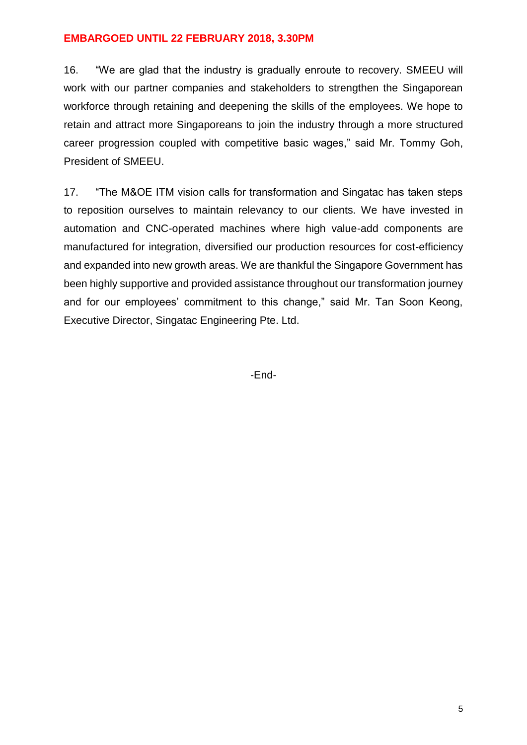**EMBARGOED UNTIL 22 FEBRUARY 2018, 3.30PM**

16. "We are glad that the industry is gradually enroute to recovery. SMEEU will work with our partner companies and stakeholders to strengthen the Singaporean workforce through retaining and deepening the skills of the employees. We hope to retain and attract more Singaporeans to join the industry through a more structured career progression coupled with competitive basic wages," said Mr. Tommy Goh, President of SMEEU.

17. "The M&OE ITM vision calls for transformation and Singatac has taken steps to reposition ourselves to maintain relevancy to our clients. We have invested in automation and CNC-operated machines where high value-add components are manufactured for integration, diversified our production resources for cost-efficiency and expanded into new growth areas. We are thankful the Singapore Government has been highly supportive and provided assistance throughout our transformation journey and for our employees' commitment to this change," said Mr. Tan Soon Keong, Executive Director, Singatac Engineering Pte. Ltd.

-End-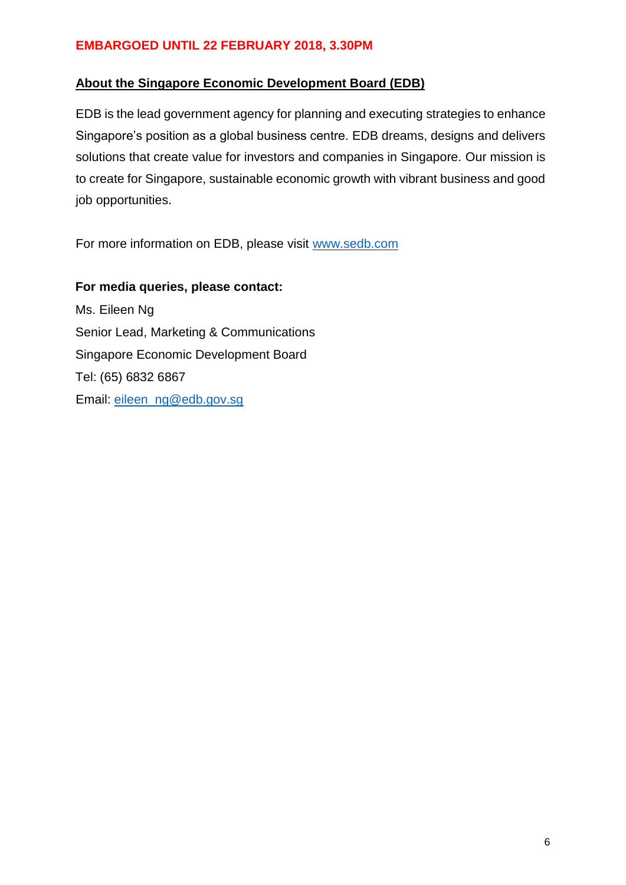**EMBARGOED UNTIL 22 FEBRUARY 2018, 3.30PM**

## About the Singapore Economic Development Board (EDB)

EDB is the lead government agency for planning and executing strategies to enhance Singapore's position as a global business centre. EDB dreams, designs and delivers solutions that create value for investors and companies in Singapore. Our mission is to create for Singapore, sustainable economic growth with vibrant business and good job opportunities.

For more information on EDB, please visit www.sedb.com

**For media queries, please contact:**

Ms. Eileen Ng
Senior Lead, Marketing & Communications
Singapore Economic Development Board
Tel: (65) 6832 6867
Email: eileen_ng@edb.gov.sg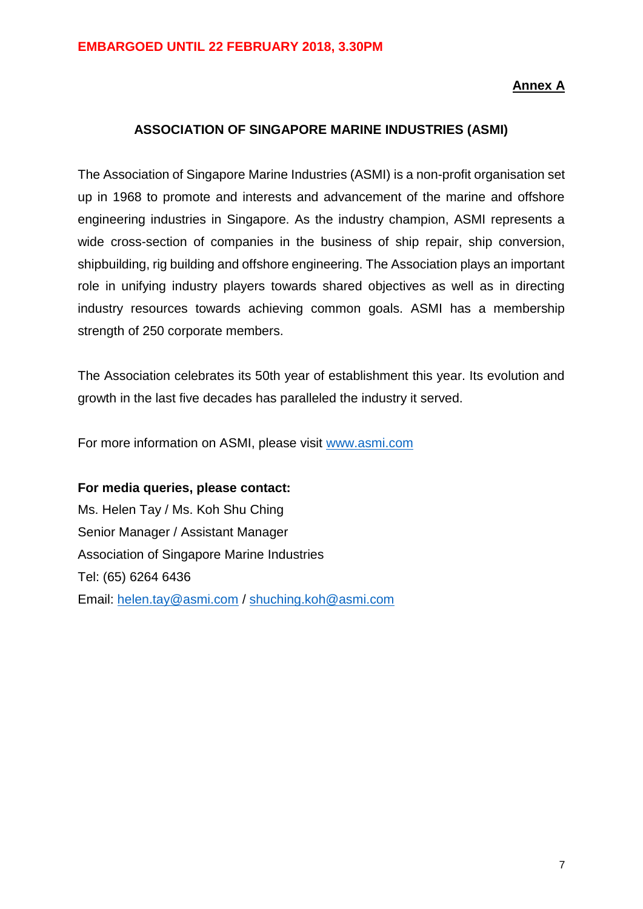**EMBARGOED UNTIL 22 FEBRUARY 2018, 3.30PM**

**Annex A**

## ASSOCIATION OF SINGAPORE MARINE INDUSTRIES (ASMI)

The Association of Singapore Marine Industries (ASMI) is a non-profit organisation set up in 1968 to promote and interests and advancement of the marine and offshore engineering industries in Singapore. As the industry champion, ASMI represents a wide cross-section of companies in the business of ship repair, ship conversion, shipbuilding, rig building and offshore engineering. The Association plays an important role in unifying industry players towards shared objectives as well as in directing industry resources towards achieving common goals. ASMI has a membership strength of 250 corporate members.

The Association celebrates its 50th year of establishment this year. Its evolution and growth in the last five decades has paralleled the industry it served.

For more information on ASMI, please visit www.asmi.com

**For media queries, please contact:**
Ms. Helen Tay / Ms. Koh Shu Ching
Senior Manager / Assistant Manager
Association of Singapore Marine Industries
Tel: (65) 6264 6436
Email: helen.tay@asmi.com / shuching.koh@asmi.com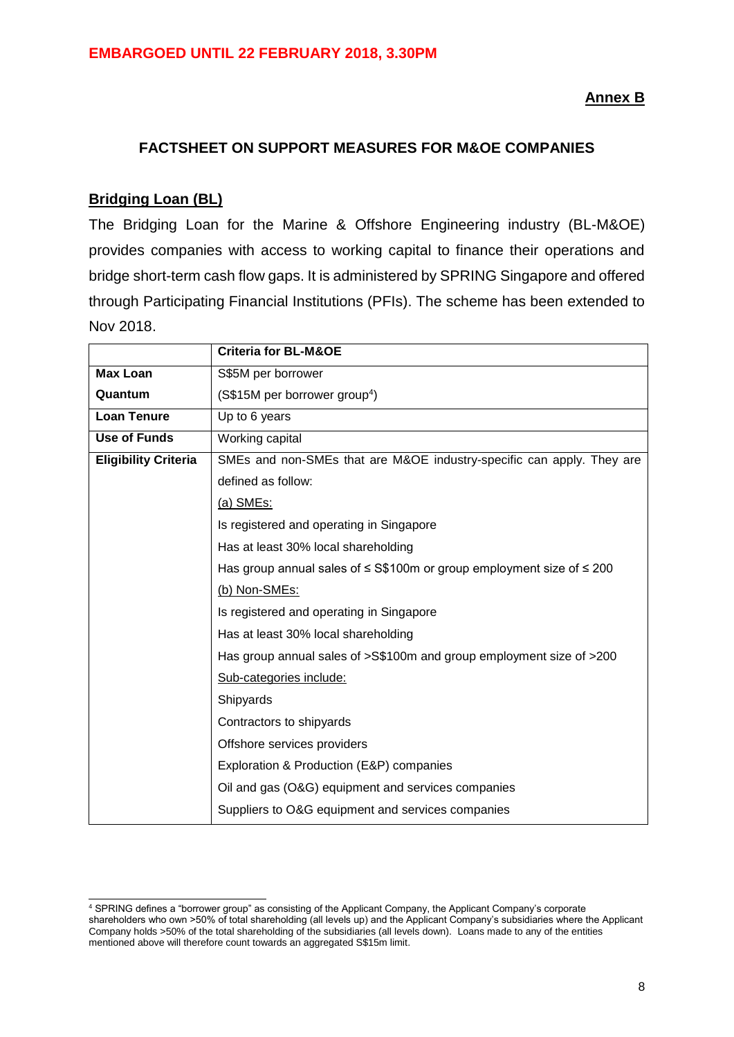EMBARGOED UNTIL 22 FEBRUARY 2018, 3.30PM

**Annex B**

## FACTSHEET ON SUPPORT MEASURES FOR M&OE COMPANIES

### Bridging Loan (BL)

The Bridging Loan for the Marine & Offshore Engineering industry (BL-M&OE) provides companies with access to working capital to finance their operations and bridge short-term cash flow gaps. It is administered by SPRING Singapore and offered through Participating Financial Institutions (PFIs). The scheme has been extended to Nov 2018.

| | **Criteria for BL-M&OE** |
|---|---|
| **Max Loan Quantum** | S$5M per borrower<br>(S$15M per borrower group[4]) |
| **Loan Tenure** | Up to 6 years |
| **Use of Funds** | Working capital |
| **Eligibility Criteria** | SMEs and non-SMEs that are M&OE industry-specific can apply. They are defined as follow:<br>(a) SMEs:<br>Is registered and operating in Singapore<br>Has at least 30% local shareholding<br>Has group annual sales of ≤ S$100m or group employment size of ≤ 200<br>(b) Non-SMEs:<br>Is registered and operating in Singapore<br>Has at least 30% local shareholding<br>Has group annual sales of >S$100m and group employment size of >200<br>Sub-categories include:<br>Shipyards<br>Contractors to shipyards<br>Offshore services providers<br>Exploration & Production (E&P) companies<br>Oil and gas (O&G) equipment and services companies<br>Suppliers to O&G equipment and services companies |

[4] SPRING defines a "borrower group" as consisting of the Applicant Company, the Applicant Company's corporate shareholders who own >50% of total shareholding (all levels up) and the Applicant Company's subsidiaries where the Applicant Company holds >50% of the total shareholding of the subsidiaries (all levels down). Loans made to any of the entities mentioned above will therefore count towards an aggregated S$15m limit.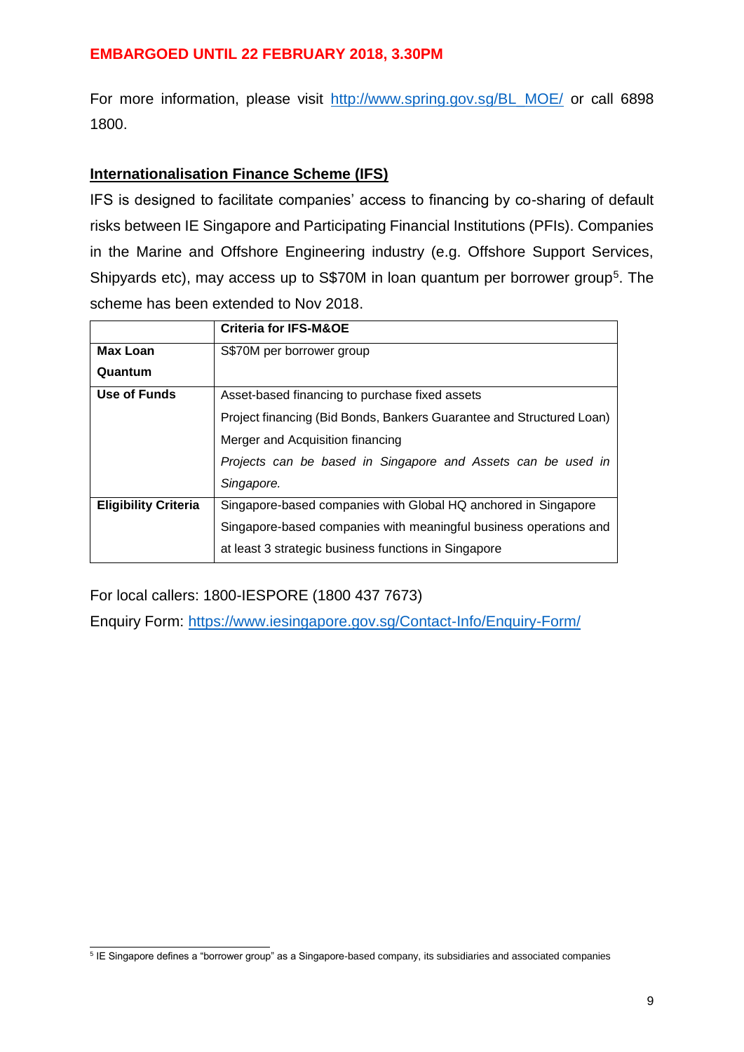**EMBARGOED UNTIL 22 FEBRUARY 2018, 3.30PM**

For more information, please visit http://www.spring.gov.sg/BL_MOE/ or call 6898 1800.

## Internationalisation Finance Scheme (IFS)

IFS is designed to facilitate companies' access to financing by co-sharing of default risks between IE Singapore and Participating Financial Institutions (PFIs). Companies in the Marine and Offshore Engineering industry (e.g. Offshore Support Services, Shipyards etc), may access up to S$70M in loan quantum per borrower group[5]. The scheme has been extended to Nov 2018.

| | **Criteria for IFS-M&OE** |
|---|---|
| **Max Loan Quantum** | S$70M per borrower group |
| **Use of Funds** | Asset-based financing to purchase fixed assets<br>Project financing (Bid Bonds, Bankers Guarantee and Structured Loan)<br>Merger and Acquisition financing<br>*Projects can be based in Singapore and Assets can be used in Singapore.* |
| **Eligibility Criteria** | Singapore-based companies with Global HQ anchored in Singapore<br>Singapore-based companies with meaningful business operations and at least 3 strategic business functions in Singapore |

For local callers: 1800-IESPORE (1800 437 7673)

Enquiry Form: https://www.iesingapore.gov.sg/Contact-Info/Enquiry-Form/

[5] IE Singapore defines a "borrower group" as a Singapore-based company, its subsidiaries and associated companies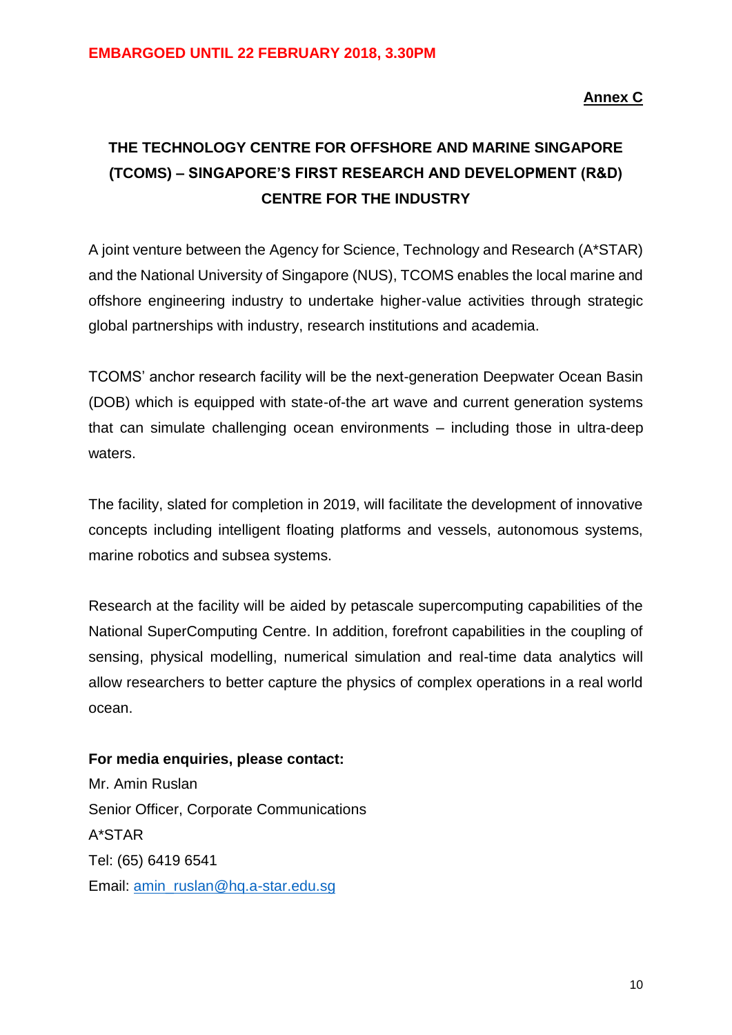**EMBARGOED UNTIL 22 FEBRUARY 2018, 3.30PM**

**Annex C**

## THE TECHNOLOGY CENTRE FOR OFFSHORE AND MARINE SINGAPORE (TCOMS) – SINGAPORE'S FIRST RESEARCH AND DEVELOPMENT (R&D) CENTRE FOR THE INDUSTRY

A joint venture between the Agency for Science, Technology and Research (A*STAR) and the National University of Singapore (NUS), TCOMS enables the local marine and offshore engineering industry to undertake higher-value activities through strategic global partnerships with industry, research institutions and academia.

TCOMS' anchor research facility will be the next-generation Deepwater Ocean Basin (DOB) which is equipped with state-of-the art wave and current generation systems that can simulate challenging ocean environments – including those in ultra-deep waters.

The facility, slated for completion in 2019, will facilitate the development of innovative concepts including intelligent floating platforms and vessels, autonomous systems, marine robotics and subsea systems.

Research at the facility will be aided by petascale supercomputing capabilities of the National SuperComputing Centre. In addition, forefront capabilities in the coupling of sensing, physical modelling, numerical simulation and real-time data analytics will allow researchers to better capture the physics of complex operations in a real world ocean.

**For media enquiries, please contact:**
Mr. Amin Ruslan
Senior Officer, Corporate Communications
A*STAR
Tel: (65) 6419 6541
Email: amin_ruslan@hq.a-star.edu.sg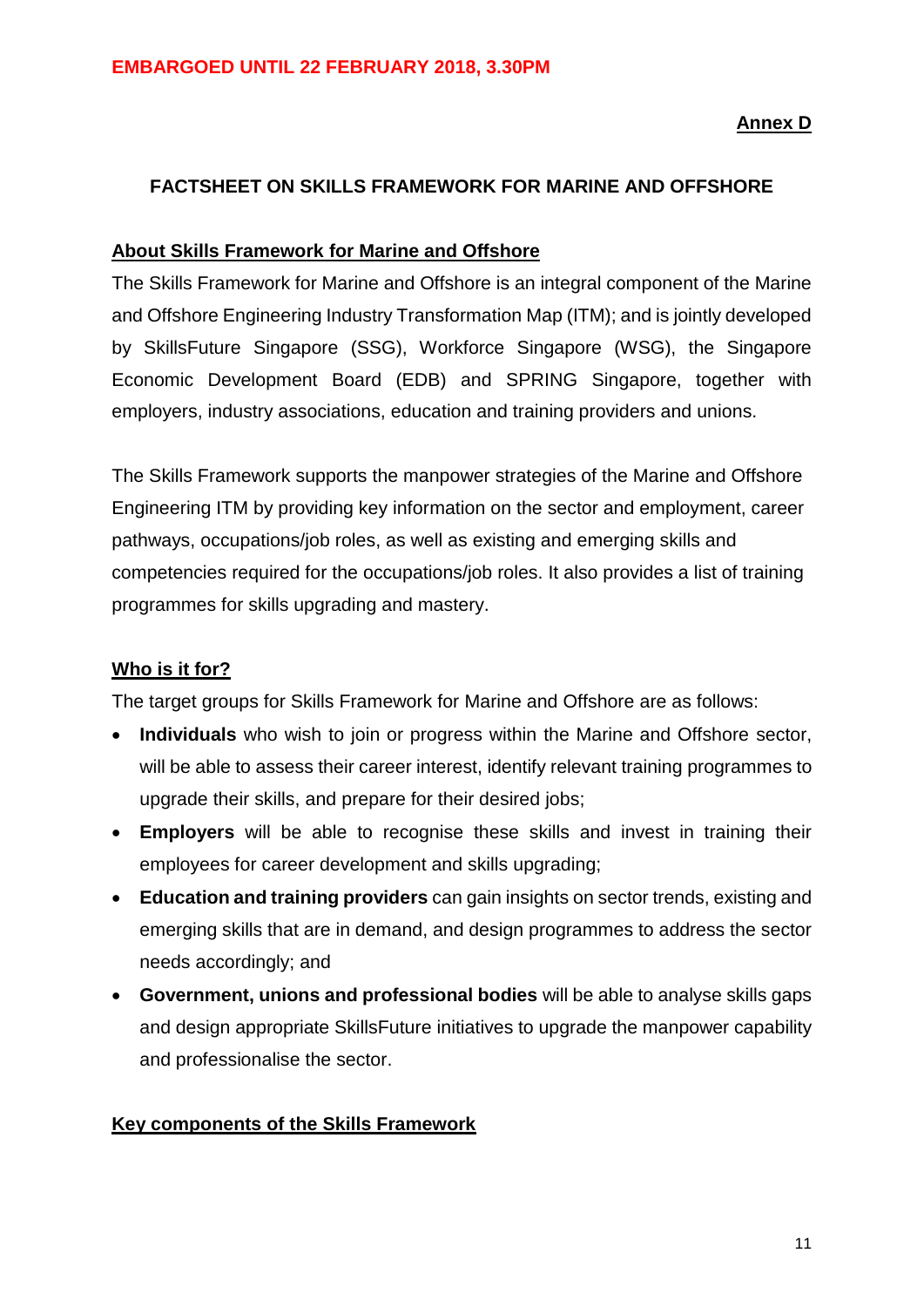**EMBARGOED UNTIL 22 FEBRUARY 2018, 3.30PM**

**Annex D**

## FACTSHEET ON SKILLS FRAMEWORK FOR MARINE AND OFFSHORE

### About Skills Framework for Marine and Offshore

The Skills Framework for Marine and Offshore is an integral component of the Marine and Offshore Engineering Industry Transformation Map (ITM); and is jointly developed by SkillsFuture Singapore (SSG), Workforce Singapore (WSG), the Singapore Economic Development Board (EDB) and SPRING Singapore, together with employers, industry associations, education and training providers and unions.

The Skills Framework supports the manpower strategies of the Marine and Offshore Engineering ITM by providing key information on the sector and employment, career pathways, occupations/job roles, as well as existing and emerging skills and competencies required for the occupations/job roles. It also provides a list of training programmes for skills upgrading and mastery.

### Who is it for?

The target groups for Skills Framework for Marine and Offshore are as follows:

- **Individuals** who wish to join or progress within the Marine and Offshore sector, will be able to assess their career interest, identify relevant training programmes to upgrade their skills, and prepare for their desired jobs;
- **Employers** will be able to recognise these skills and invest in training their employees for career development and skills upgrading;
- **Education and training providers** can gain insights on sector trends, existing and emerging skills that are in demand, and design programmes to address the sector needs accordingly; and
- **Government, unions and professional bodies** will be able to analyse skills gaps and design appropriate SkillsFuture initiatives to upgrade the manpower capability and professionalise the sector.

### Key components of the Skills Framework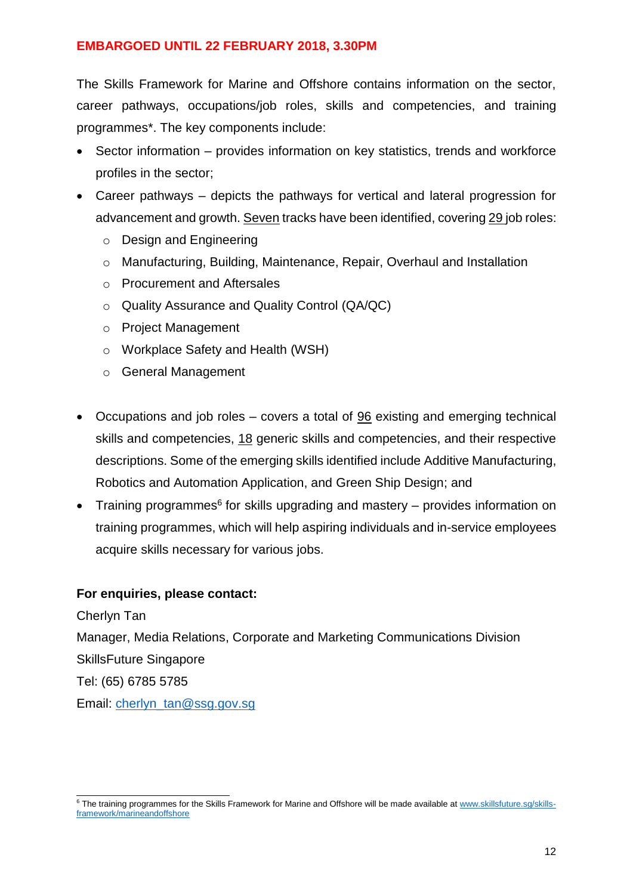**EMBARGOED UNTIL 22 FEBRUARY 2018, 3.30PM**

The Skills Framework for Marine and Offshore contains information on the sector, career pathways, occupations/job roles, skills and competencies, and training programmes*. The key components include:

- Sector information – provides information on key statistics, trends and workforce profiles in the sector;
- Career pathways – depicts the pathways for vertical and lateral progression for advancement and growth. Seven tracks have been identified, covering 29 job roles:
  - Design and Engineering
  - Manufacturing, Building, Maintenance, Repair, Overhaul and Installation
  - Procurement and Aftersales
  - Quality Assurance and Quality Control (QA/QC)
  - Project Management
  - Workplace Safety and Health (WSH)
  - General Management
- Occupations and job roles – covers a total of 96 existing and emerging technical skills and competencies, 18 generic skills and competencies, and their respective descriptions. Some of the emerging skills identified include Additive Manufacturing, Robotics and Automation Application, and Green Ship Design; and
- Training programmes[6] for skills upgrading and mastery – provides information on training programmes, which will help aspiring individuals and in-service employees acquire skills necessary for various jobs.

**For enquiries, please contact:**

Cherlyn Tan
Manager, Media Relations, Corporate and Marketing Communications Division
SkillsFuture Singapore
Tel: (65) 6785 5785
Email: cherlyn_tan@ssg.gov.sg

---

[6] The training programmes for the Skills Framework for Marine and Offshore will be made available at www.skillsfuture.sg/skills-framework/marineandoffshore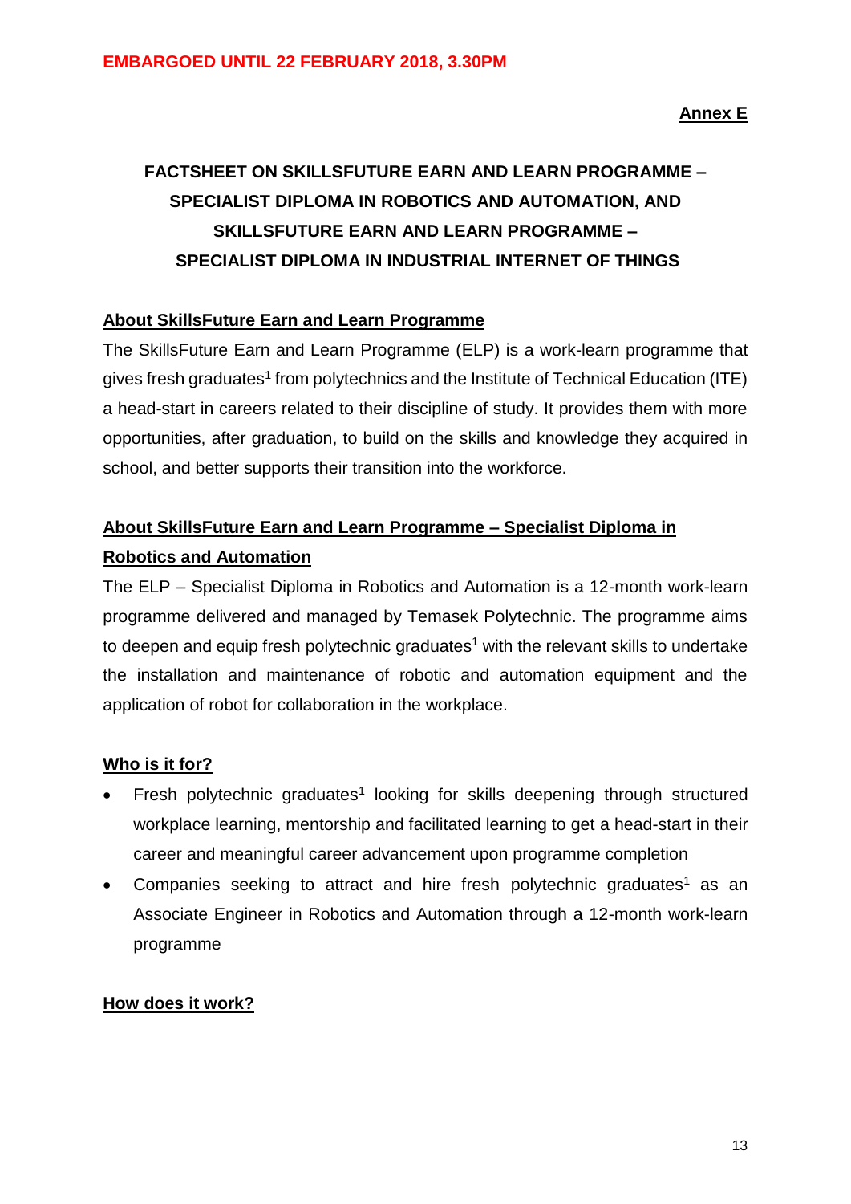**EMBARGOED UNTIL 22 FEBRUARY 2018, 3.30PM**

**Annex E**

# FACTSHEET ON SKILLSFUTURE EARN AND LEARN PROGRAMME – SPECIALIST DIPLOMA IN ROBOTICS AND AUTOMATION, AND SKILLSFUTURE EARN AND LEARN PROGRAMME – SPECIALIST DIPLOMA IN INDUSTRIAL INTERNET OF THINGS

## About SkillsFuture Earn and Learn Programme

The SkillsFuture Earn and Learn Programme (ELP) is a work-learn programme that gives fresh graduates[1] from polytechnics and the Institute of Technical Education (ITE) a head-start in careers related to their discipline of study. It provides them with more opportunities, after graduation, to build on the skills and knowledge they acquired in school, and better supports their transition into the workforce.

## About SkillsFuture Earn and Learn Programme – Specialist Diploma in Robotics and Automation

The ELP – Specialist Diploma in Robotics and Automation is a 12-month work-learn programme delivered and managed by Temasek Polytechnic. The programme aims to deepen and equip fresh polytechnic graduates[1] with the relevant skills to undertake the installation and maintenance of robotic and automation equipment and the application of robot for collaboration in the workplace.

## Who is it for?

- Fresh polytechnic graduates[1] looking for skills deepening through structured workplace learning, mentorship and facilitated learning to get a head-start in their career and meaningful career advancement upon programme completion
- Companies seeking to attract and hire fresh polytechnic graduates[1] as an Associate Engineer in Robotics and Automation through a 12-month work-learn programme

## How does it work?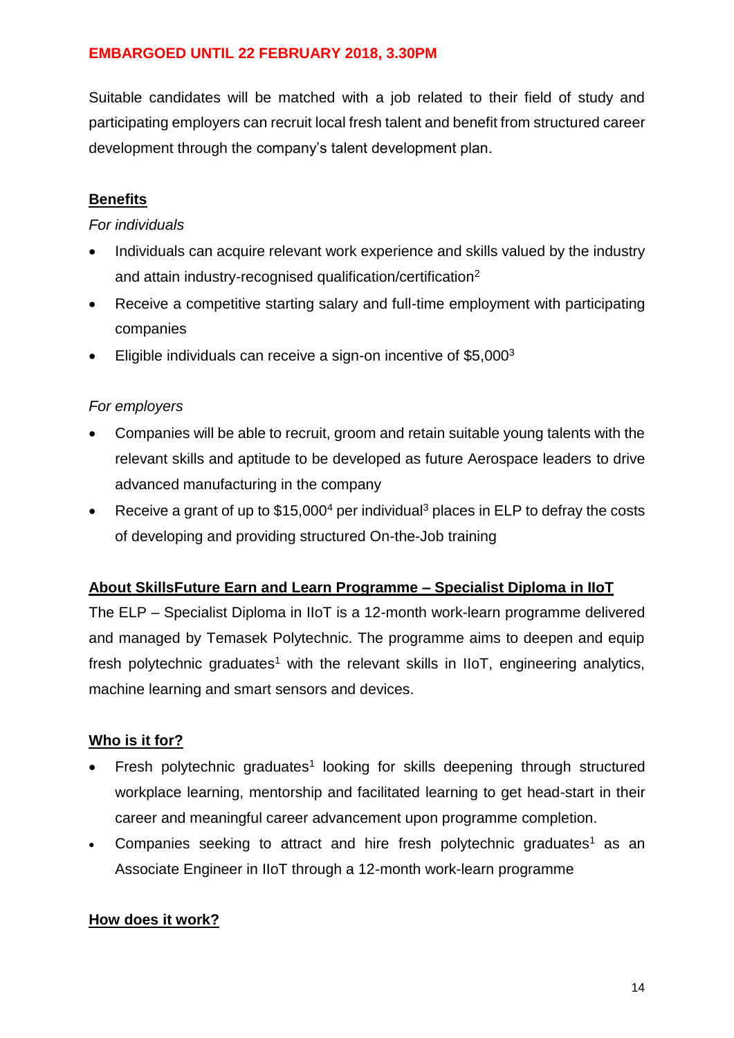**EMBARGOED UNTIL 22 FEBRUARY 2018, 3.30PM**

Suitable candidates will be matched with a job related to their field of study and participating employers can recruit local fresh talent and benefit from structured career development through the company's talent development plan.

**Benefits**

*For individuals*

- Individuals can acquire relevant work experience and skills valued by the industry and attain industry-recognised qualification/certification[2]
- Receive a competitive starting salary and full-time employment with participating companies
- Eligible individuals can receive a sign-on incentive of $5,000[3]

*For employers*

- Companies will be able to recruit, groom and retain suitable young talents with the relevant skills and aptitude to be developed as future Aerospace leaders to drive advanced manufacturing in the company
- Receive a grant of up to $15,000[4] per individual[3] places in ELP to defray the costs of developing and providing structured On-the-Job training

**About SkillsFuture Earn and Learn Programme – Specialist Diploma in IIoT**

The ELP – Specialist Diploma in IIoT is a 12-month work-learn programme delivered and managed by Temasek Polytechnic. The programme aims to deepen and equip fresh polytechnic graduates[1] with the relevant skills in IIoT, engineering analytics, machine learning and smart sensors and devices.

**Who is it for?**

- Fresh polytechnic graduates[1] looking for skills deepening through structured workplace learning, mentorship and facilitated learning to get head-start in their career and meaningful career advancement upon programme completion.
- Companies seeking to attract and hire fresh polytechnic graduates[1] as an Associate Engineer in IIoT through a 12-month work-learn programme

**How does it work?**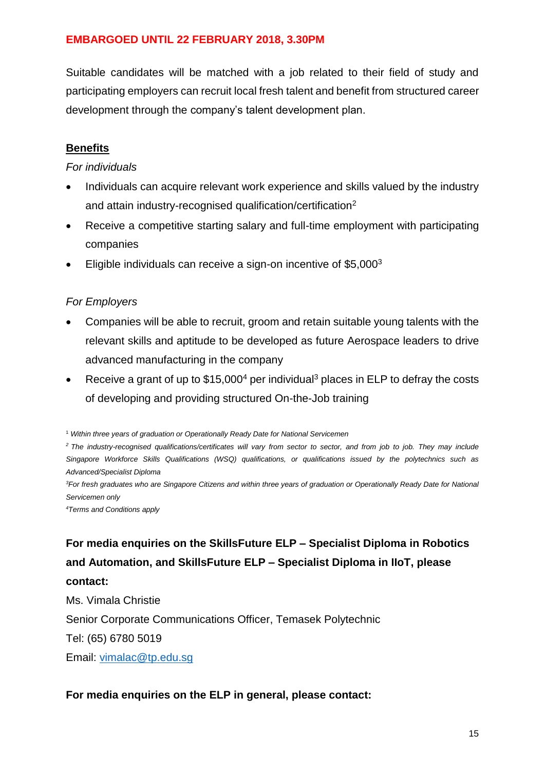**EMBARGOED UNTIL 22 FEBRUARY 2018, 3.30PM**

Suitable candidates will be matched with a job related to their field of study and participating employers can recruit local fresh talent and benefit from structured career development through the company's talent development plan.

**Benefits**

*For individuals*

- Individuals can acquire relevant work experience and skills valued by the industry and attain industry-recognised qualification/certification[2]
- Receive a competitive starting salary and full-time employment with participating companies
- Eligible individuals can receive a sign-on incentive of $5,000[3]

*For Employers*

- Companies will be able to recruit, groom and retain suitable young talents with the relevant skills and aptitude to be developed as future Aerospace leaders to drive advanced manufacturing in the company
- Receive a grant of up to $15,000[4] per individual[3] places in ELP to defray the costs of developing and providing structured On-the-Job training

[1] *Within three years of graduation or Operationally Ready Date for National Servicemen*

[2] *The industry-recognised qualifications/certificates will vary from sector to sector, and from job to job. They may include Singapore Workforce Skills Qualifications (WSQ) qualifications, or qualifications issued by the polytechnics such as Advanced/Specialist Diploma*

[3] *For fresh graduates who are Singapore Citizens and within three years of graduation or Operationally Ready Date for National Servicemen only*

[4] *Terms and Conditions apply*

**For media enquiries on the SkillsFuture ELP – Specialist Diploma in Robotics and Automation, and SkillsFuture ELP – Specialist Diploma in IIoT, please contact:**

Ms. Vimala Christie
Senior Corporate Communications Officer, Temasek Polytechnic
Tel: (65) 6780 5019
Email: vimalac@tp.edu.sg

**For media enquiries on the ELP in general, please contact:**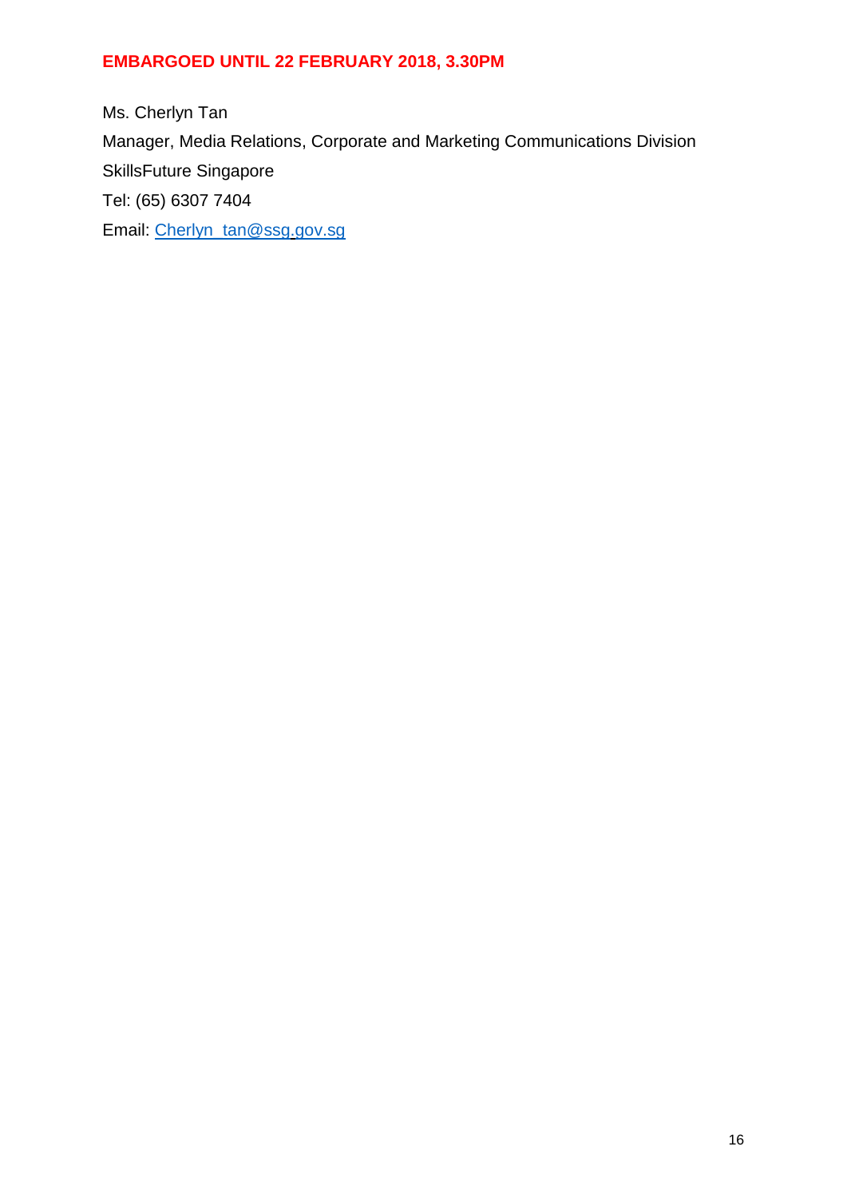**EMBARGOED UNTIL 22 FEBRUARY 2018, 3.30PM**

Ms. Cherlyn Tan
Manager, Media Relations, Corporate and Marketing Communications Division
SkillsFuture Singapore
Tel: (65) 6307 7404
Email: Cherlyn_tan@ssg.gov.sg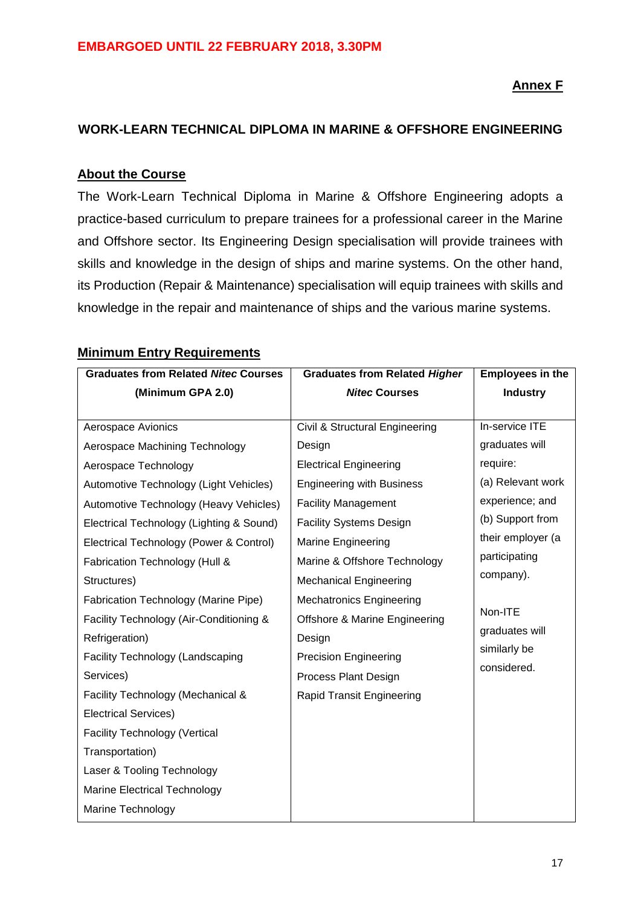**EMBARGOED UNTIL 22 FEBRUARY 2018, 3.30PM**

**Annex F**

## WORK-LEARN TECHNICAL DIPLOMA IN MARINE & OFFSHORE ENGINEERING

### About the Course

The Work-Learn Technical Diploma in Marine & Offshore Engineering adopts a practice-based curriculum to prepare trainees for a professional career in the Marine and Offshore sector. Its Engineering Design specialisation will provide trainees with skills and knowledge in the design of ships and marine systems. On the other hand, its Production (Repair & Maintenance) specialisation will equip trainees with skills and knowledge in the repair and maintenance of ships and the various marine systems.

### Minimum Entry Requirements

| Graduates from Related *Nitec* Courses (Minimum GPA 2.0) | Graduates from Related *Higher Nitec* Courses | Employees in the Industry |
|---|---|---|
| Aerospace Avionics<br>Aerospace Machining Technology<br>Aerospace Technology<br>Automotive Technology (Light Vehicles)<br>Automotive Technology (Heavy Vehicles)<br>Electrical Technology (Lighting & Sound)<br>Electrical Technology (Power & Control)<br>Fabrication Technology (Hull & Structures)<br>Fabrication Technology (Marine Pipe)<br>Facility Technology (Air-Conditioning & Refrigeration)<br>Facility Technology (Landscaping Services)<br>Facility Technology (Mechanical & Electrical Services)<br>Facility Technology (Vertical Transportation)<br>Laser & Tooling Technology<br>Marine Electrical Technology<br>Marine Technology | Civil & Structural Engineering Design<br>Electrical Engineering<br>Engineering with Business<br>Facility Management<br>Facility Systems Design<br>Marine Engineering<br>Marine & Offshore Technology<br>Mechanical Engineering<br>Mechatronics Engineering<br>Offshore & Marine Engineering Design<br>Precision Engineering<br>Process Plant Design<br>Rapid Transit Engineering | In-service ITE graduates will require:<br>(a) Relevant work experience; and<br>(b) Support from their employer (a participating company).<br><br>Non-ITE graduates will similarly be considered. |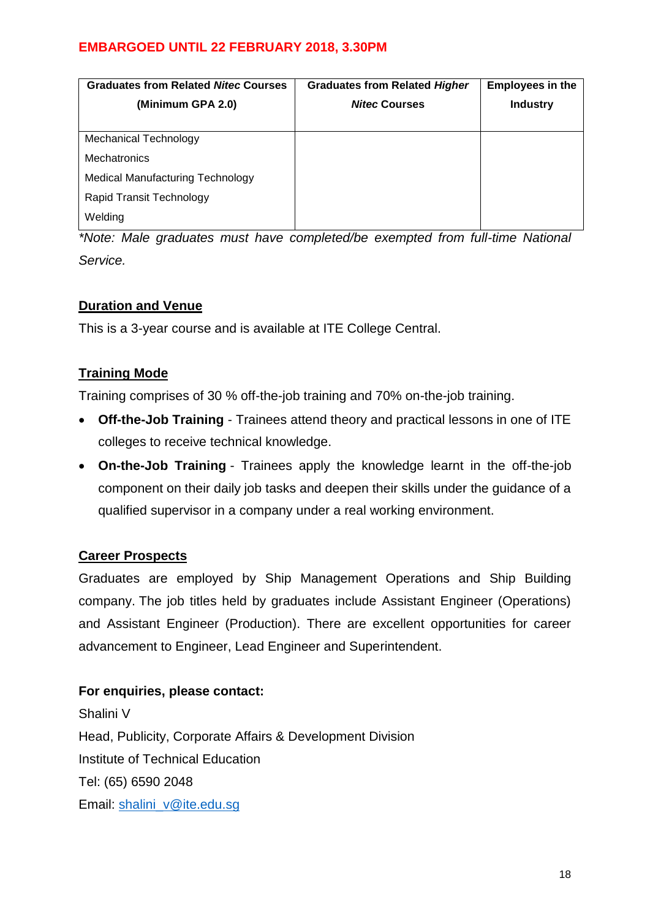**EMBARGOED UNTIL 22 FEBRUARY 2018, 3.30PM**

| Graduates from Related *Nitec* Courses (Minimum GPA 2.0) | Graduates from Related *Higher Nitec* Courses | Employees in the Industry |
|---|---|---|
| Mechanical Technology<br>Mechatronics<br>Medical Manufacturing Technology<br>Rapid Transit Technology<br>Welding | | |

*\*Note: Male graduates must have completed/be exempted from full-time National Service.*

## Duration and Venue

This is a 3-year course and is available at ITE College Central.

## Training Mode

Training comprises of 30 % off-the-job training and 70% on-the-job training.

- **Off-the-Job Training** - Trainees attend theory and practical lessons in one of ITE colleges to receive technical knowledge.
- **On-the-Job Training** - Trainees apply the knowledge learnt in the off-the-job component on their daily job tasks and deepen their skills under the guidance of a qualified supervisor in a company under a real working environment.

## Career Prospects

Graduates are employed by Ship Management Operations and Ship Building company. The job titles held by graduates include Assistant Engineer (Operations) and Assistant Engineer (Production). There are excellent opportunities for career advancement to Engineer, Lead Engineer and Superintendent.

**For enquiries, please contact:**

Shalini V
Head, Publicity, Corporate Affairs & Development Division
Institute of Technical Education
Tel: (65) 6590 2048
Email: shalini_v@ite.edu.sg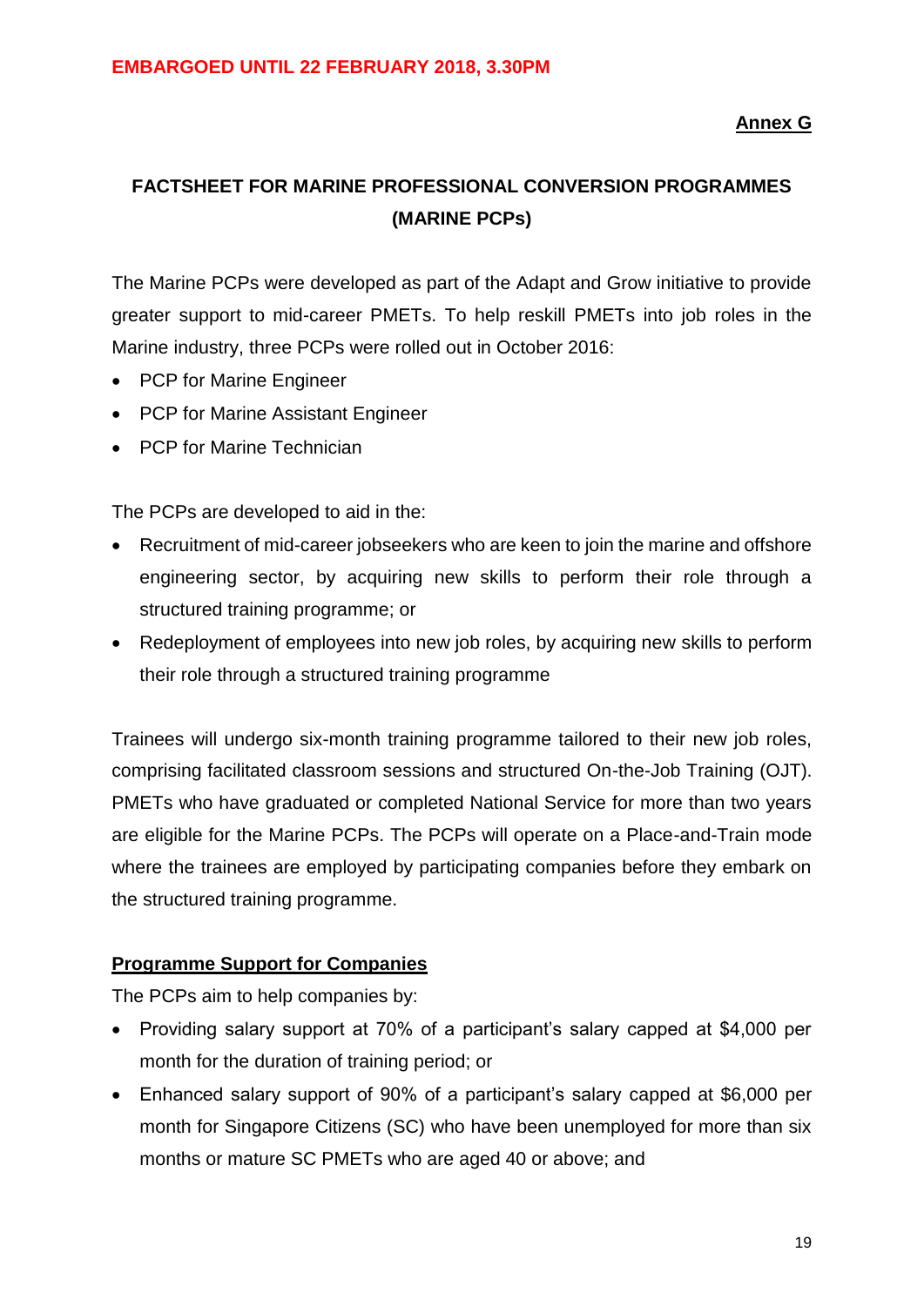**EMBARGOED UNTIL 22 FEBRUARY 2018, 3.30PM**

**Annex G**

## FACTSHEET FOR MARINE PROFESSIONAL CONVERSION PROGRAMMES (MARINE PCPs)

The Marine PCPs were developed as part of the Adapt and Grow initiative to provide greater support to mid-career PMETs. To help reskill PMETs into job roles in the Marine industry, three PCPs were rolled out in October 2016:

- PCP for Marine Engineer
- PCP for Marine Assistant Engineer
- PCP for Marine Technician

The PCPs are developed to aid in the:

- Recruitment of mid-career jobseekers who are keen to join the marine and offshore engineering sector, by acquiring new skills to perform their role through a structured training programme; or
- Redeployment of employees into new job roles, by acquiring new skills to perform their role through a structured training programme

Trainees will undergo six-month training programme tailored to their new job roles, comprising facilitated classroom sessions and structured On-the-Job Training (OJT). PMETs who have graduated or completed National Service for more than two years are eligible for the Marine PCPs. The PCPs will operate on a Place-and-Train mode where the trainees are employed by participating companies before they embark on the structured training programme.

### Programme Support for Companies

The PCPs aim to help companies by:

- Providing salary support at 70% of a participant's salary capped at $4,000 per month for the duration of training period; or
- Enhanced salary support of 90% of a participant's salary capped at $6,000 per month for Singapore Citizens (SC) who have been unemployed for more than six months or mature SC PMETs who are aged 40 or above; and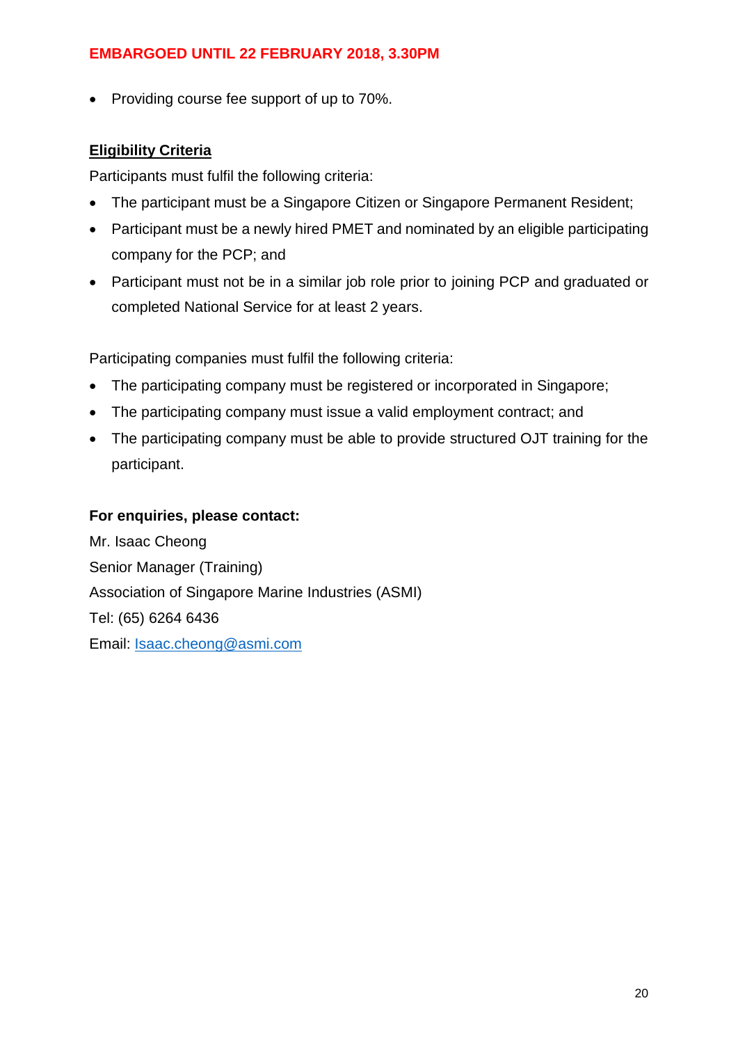**EMBARGOED UNTIL 22 FEBRUARY 2018, 3.30PM**

- Providing course fee support of up to 70%.

**Eligibility Criteria**

Participants must fulfil the following criteria:

- The participant must be a Singapore Citizen or Singapore Permanent Resident;
- Participant must be a newly hired PMET and nominated by an eligible participating company for the PCP; and
- Participant must not be in a similar job role prior to joining PCP and graduated or completed National Service for at least 2 years.

Participating companies must fulfil the following criteria:

- The participating company must be registered or incorporated in Singapore;
- The participating company must issue a valid employment contract; and
- The participating company must be able to provide structured OJT training for the participant.

**For enquiries, please contact:**

Mr. Isaac Cheong
Senior Manager (Training)
Association of Singapore Marine Industries (ASMI)
Tel: (65) 6264 6436
Email: Isaac.cheong@asmi.com